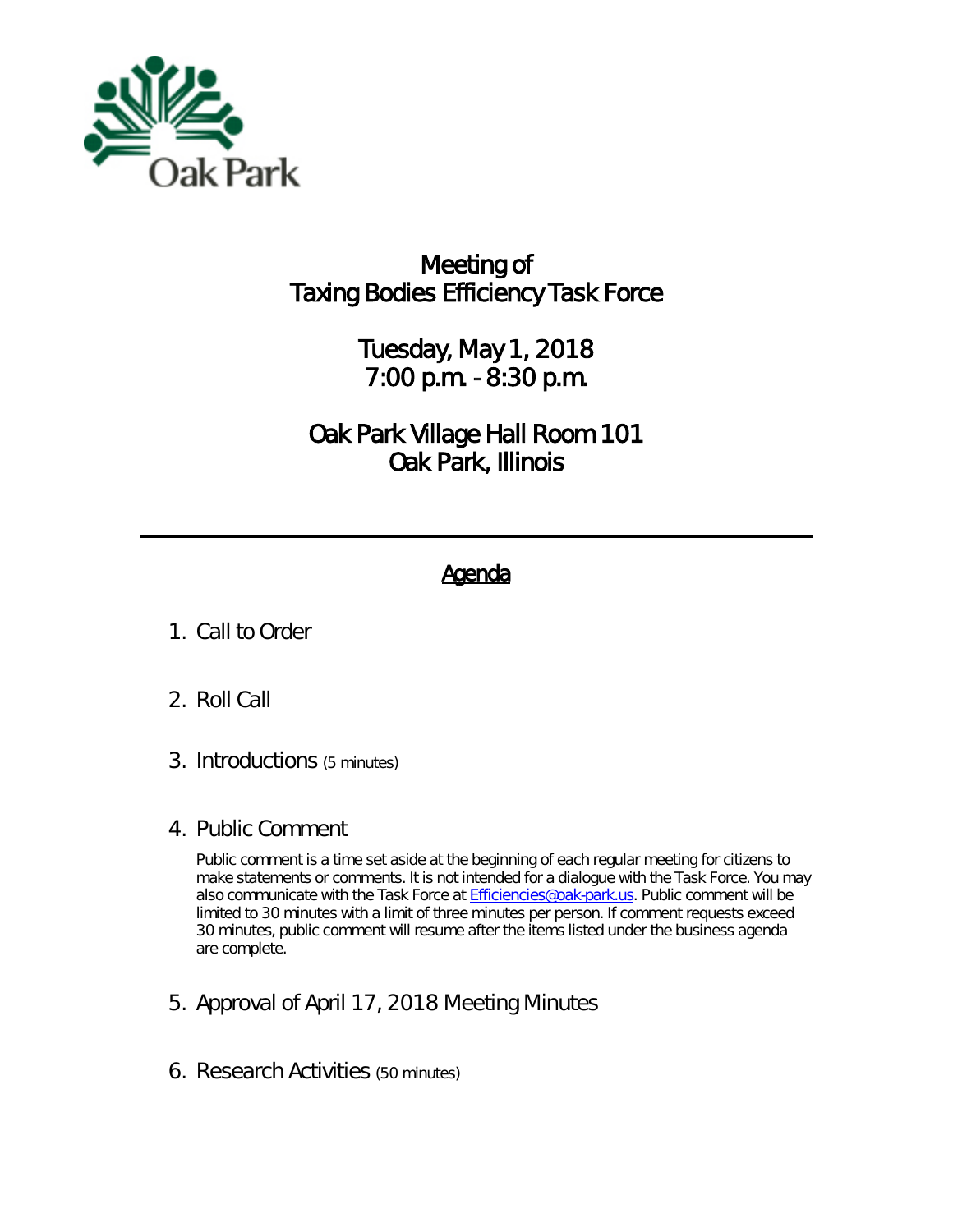Oak Park

# Meeting of Taxing Bodies Efficiency Task Force

## Tuesday, May 1, 2018
## 7:00 p.m. - 8:30 p.m.

## Oak Park Village Hall Room 101
## Oak Park, Illinois

---

## Agenda

1. Call to Order

2. Roll Call

3. Introductions (5 minutes)

4. Public Comment

   Public comment is a time set aside at the beginning of each regular meeting for citizens to make statements or comments. It is not intended for a dialogue with the Task Force. You may also communicate with the Task Force at Efficiencies@oak-park.us. Public comment will be limited to 30 minutes with a limit of three minutes per person. If comment requests exceed 30 minutes, public comment will resume after the items listed under the business agenda are complete.

5. Approval of April 17, 2018 Meeting Minutes

6. Research Activities (50 minutes)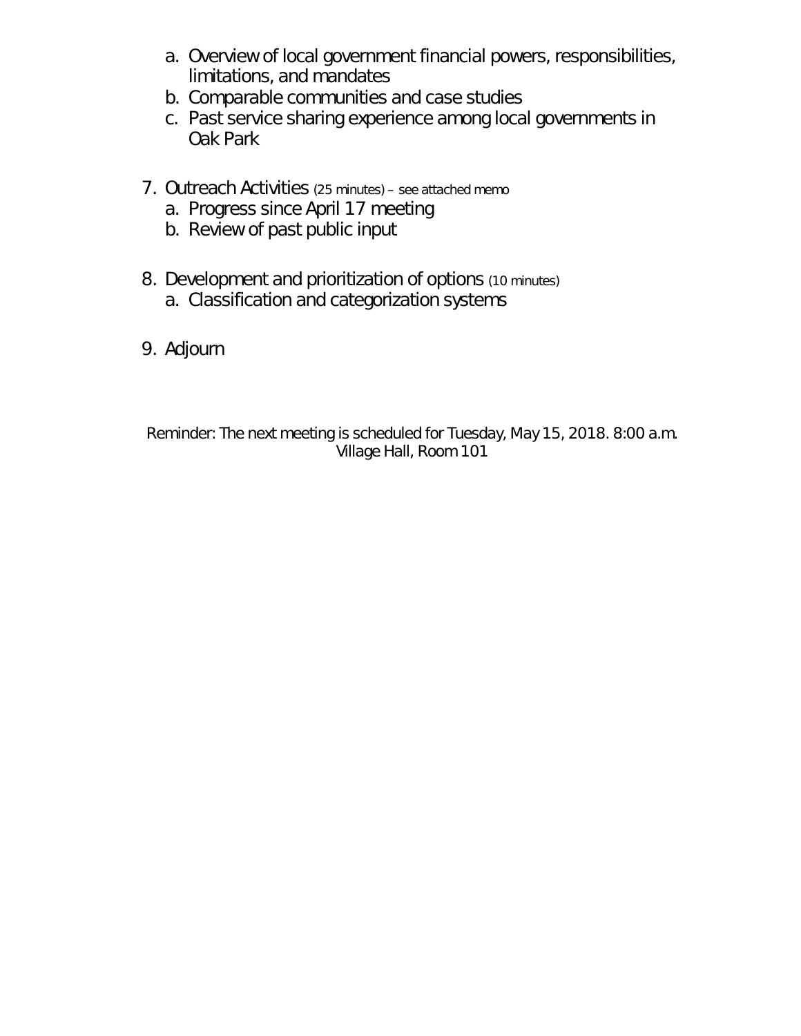a. Overview of local government financial powers, responsibilities, limitations, and mandates
   b. Comparable communities and case studies
   c. Past service sharing experience among local governments in Oak Park

7. Outreach Activities (25 minutes) – see attached memo
   a. Progress since April 17 meeting
   b. Review of past public input

8. Development and prioritization of options (10 minutes)
   a. Classification and categorization systems

9. Adjourn

Reminder: The next meeting is scheduled for Tuesday, May 15, 2018. 8:00 a.m.
Village Hall, Room 101